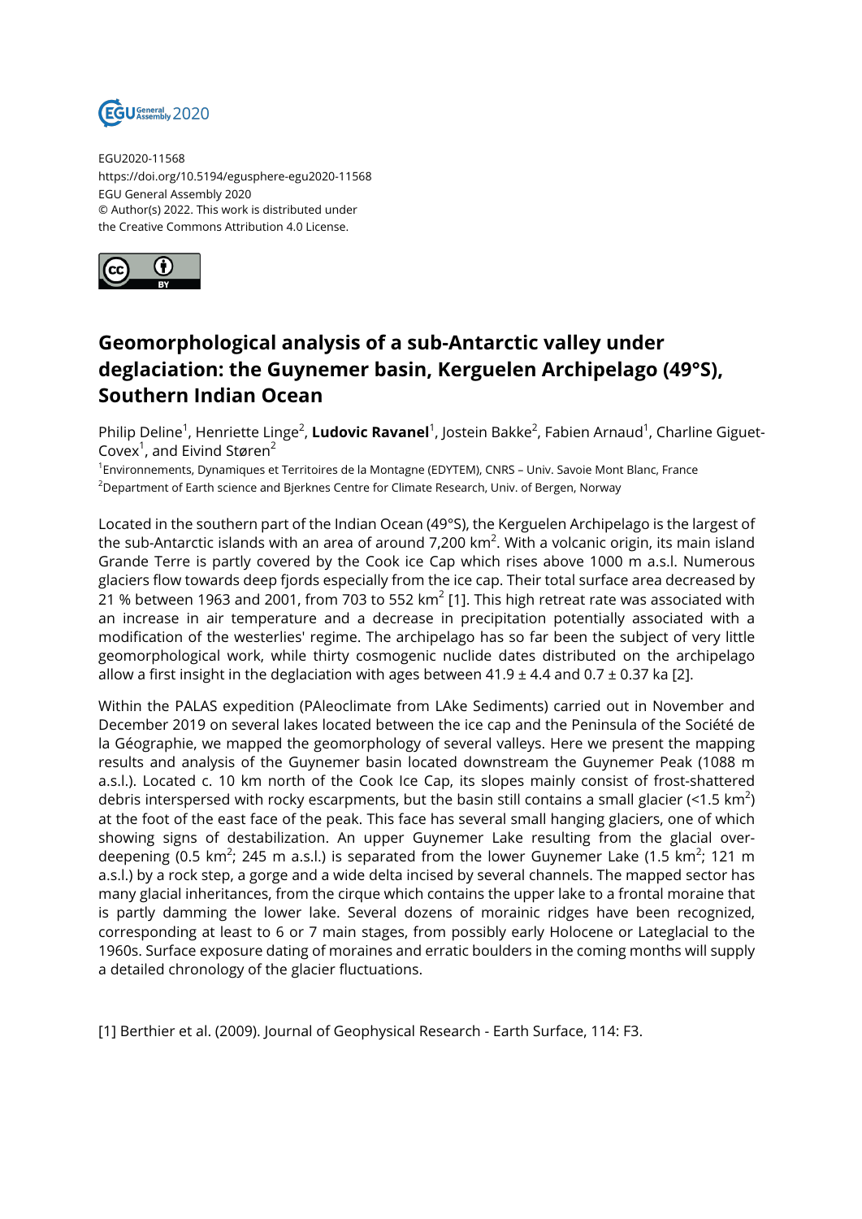EGU2020-11568
https://doi.org/10.5194/egusphere-egu2020-11568
EGU General Assembly 2020
© Author(s) 2022. This work is distributed under
the Creative Commons Attribution 4.0 License.

# Geomorphological analysis of a sub-Antarctic valley under deglaciation: the Guynemer basin, Kerguelen Archipelago (49°S), Southern Indian Ocean

Philip Deline[1], Henriette Linge[2], **Ludovic Ravanel**[1], Jostein Bakke[2], Fabien Arnaud[1], Charline Giguet-Covex[1], and Eivind Støren[2]

[1]Environnements, Dynamiques et Territoires de la Montagne (EDYTEM), CNRS – Univ. Savoie Mont Blanc, France
[2]Department of Earth science and Bjerknes Centre for Climate Research, Univ. of Bergen, Norway

Located in the southern part of the Indian Ocean (49°S), the Kerguelen Archipelago is the largest of the sub-Antarctic islands with an area of around 7,200 km$^2$. With a volcanic origin, its main island Grande Terre is partly covered by the Cook ice Cap which rises above 1000 m a.s.l. Numerous glaciers flow towards deep fjords especially from the ice cap. Their total surface area decreased by 21 % between 1963 and 2001, from 703 to 552 km$^2$ [1]. This high retreat rate was associated with an increase in air temperature and a decrease in precipitation potentially associated with a modification of the westerlies' regime. The archipelago has so far been the subject of very little geomorphological work, while thirty cosmogenic nuclide dates distributed on the archipelago allow a first insight in the deglaciation with ages between 41.9 ± 4.4 and 0.7 ± 0.37 ka [2].

Within the PALAS expedition (PAleoclimate from LAke Sediments) carried out in November and December 2019 on several lakes located between the ice cap and the Peninsula of the Société de la Géographie, we mapped the geomorphology of several valleys. Here we present the mapping results and analysis of the Guynemer basin located downstream the Guynemer Peak (1088 m a.s.l.). Located c. 10 km north of the Cook Ice Cap, its slopes mainly consist of frost-shattered debris interspersed with rocky escarpments, but the basin still contains a small glacier (<1.5 km$^2$) at the foot of the east face of the peak. This face has several small hanging glaciers, one of which showing signs of destabilization. An upper Guynemer Lake resulting from the glacial over-deepening (0.5 km$^2$; 245 m a.s.l.) is separated from the lower Guynemer Lake (1.5 km$^2$; 121 m a.s.l.) by a rock step, a gorge and a wide delta incised by several channels. The mapped sector has many glacial inheritances, from the cirque which contains the upper lake to a frontal moraine that is partly damming the lower lake. Several dozens of morainic ridges have been recognized, corresponding at least to 6 or 7 main stages, from possibly early Holocene or Lateglacial to the 1960s. Surface exposure dating of moraines and erratic boulders in the coming months will supply a detailed chronology of the glacier fluctuations.

[1] Berthier et al. (2009). Journal of Geophysical Research - Earth Surface, 114: F3.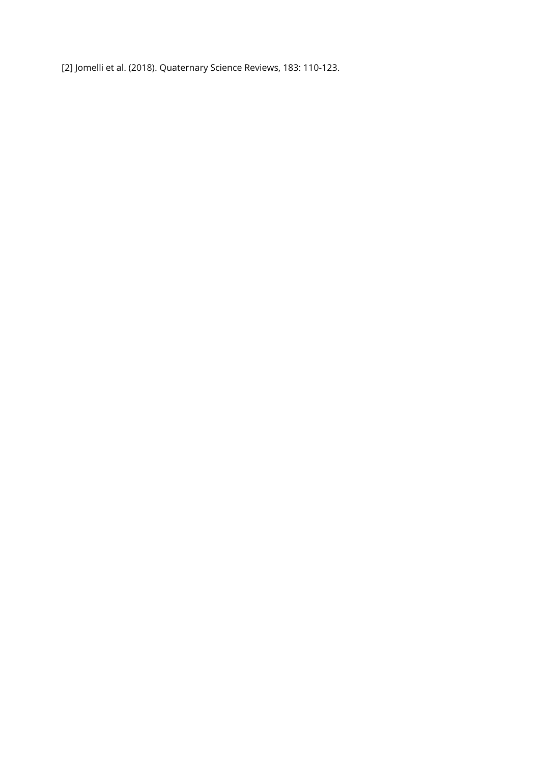[2] Jomelli et al. (2018). Quaternary Science Reviews, 183: 110-123.